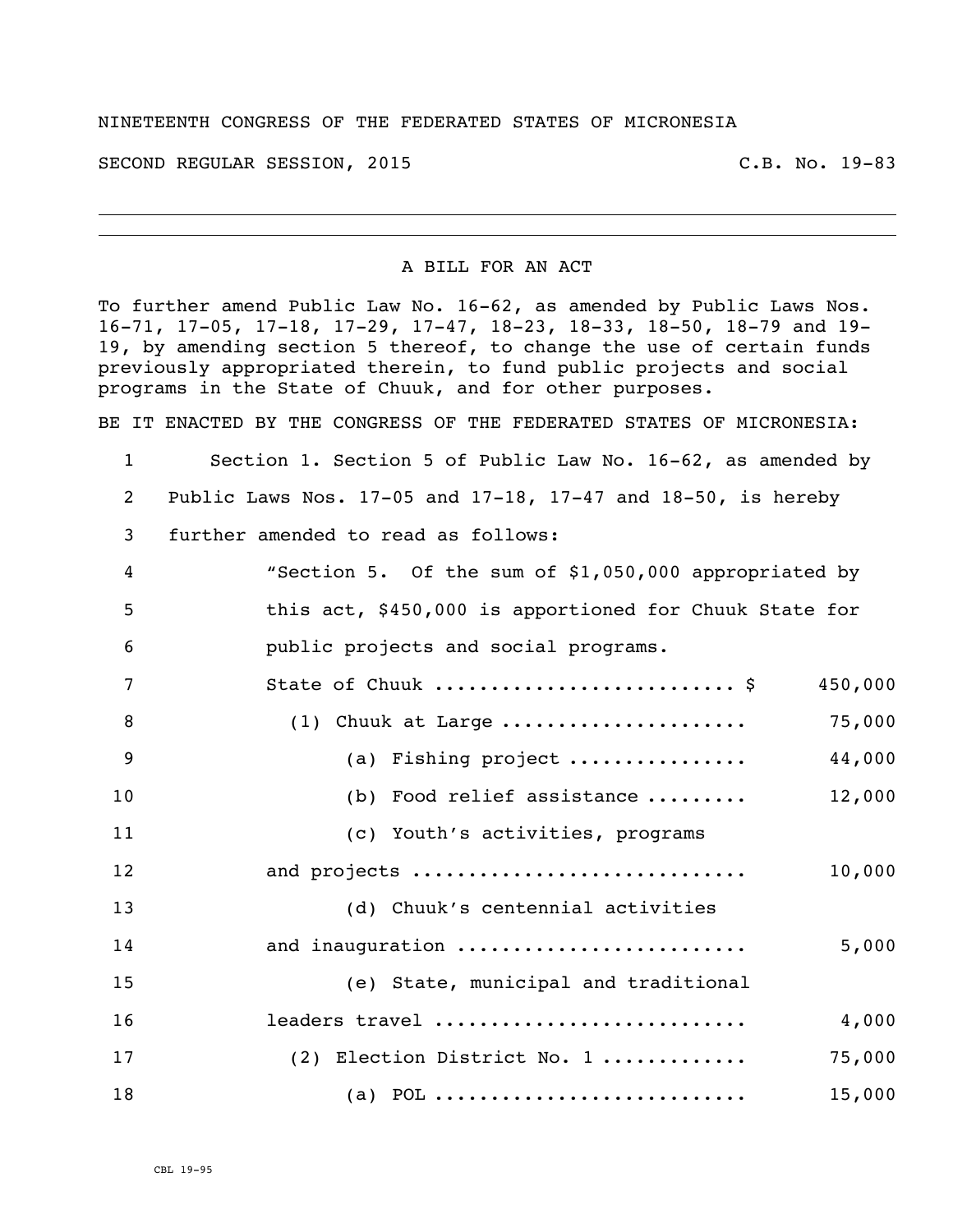NINETEENTH CONGRESS OF THE FEDERATED STATES OF MICRONESIA

SECOND REGULAR SESSION, 2015 C.B. No. 19-83

---

A BILL FOR AN ACT

To further amend Public Law No. 16-62, as amended by Public Laws Nos. 16-71, 17-05, 17-18, 17-29, 17-47, 18-23, 18-33, 18-50, 18-79 and 19-19, by amending section 5 thereof, to change the use of certain funds previously appropriated therein, to fund public projects and social programs in the State of Chuuk, and for other purposes.

BE IT ENACTED BY THE CONGRESS OF THE FEDERATED STATES OF MICRONESIA:

1 Section 1. Section 5 of Public Law No. 16-62, as amended by
2 Public Laws Nos. 17-05 and 17-18, 17-47 and 18-50, is hereby
3 further amended to read as follows:

4 "Section 5. Of the sum of $1,050,000 appropriated by
5 this act, $450,000 is apportioned for Chuuk State for
6 public projects and social programs.

7 State of Chuuk .......................... $ 450,000
8 (1) Chuuk at Large ..................... 75,000
9 (a) Fishing project ............... 44,000
10 (b) Food relief assistance ......... 12,000
11 (c) Youth's activities, programs
12 and projects ............................ 10,000
13 (d) Chuuk's centennial activities
14 and inauguration ........................ 5,000
15 (e) State, municipal and traditional
16 leaders travel .......................... 4,000
17 (2) Election District No. 1 ............ 75,000
18 (a) POL ........................... 15,000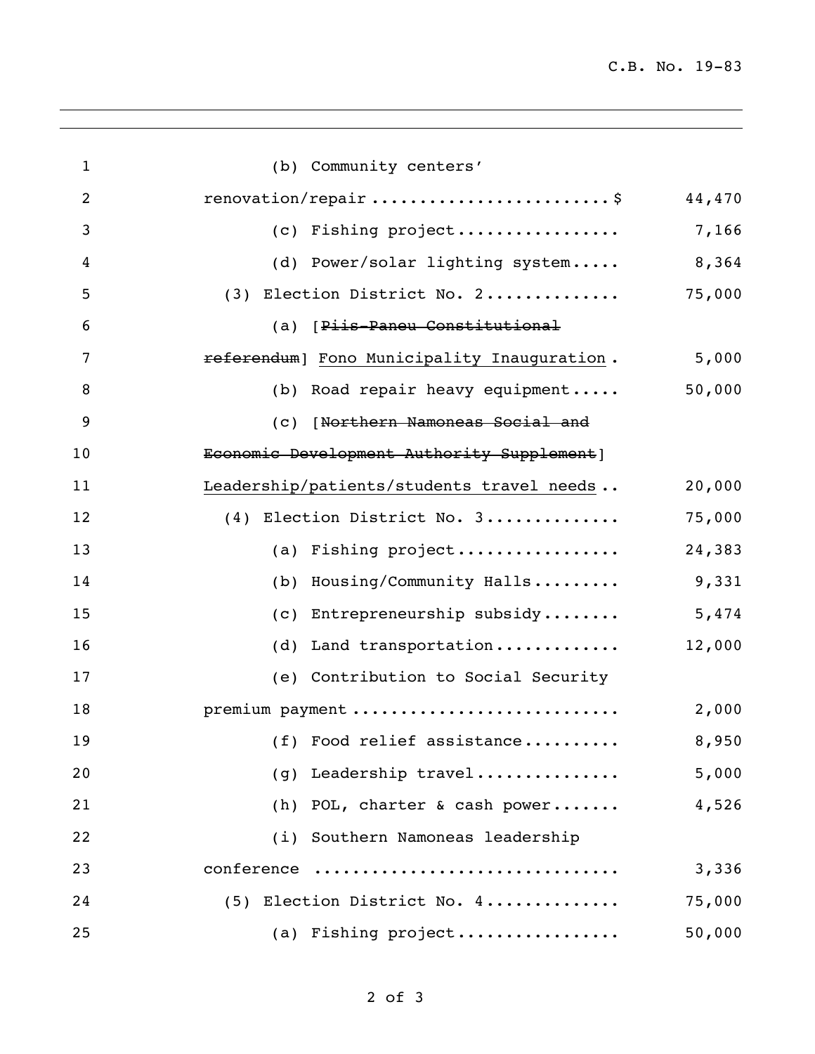| | |
|---|---|
| (b) Community centers' renovation/repair ........................ $ | 44,470 |
| (c) Fishing project ................ | 7,166 |
| (d) Power/solar lighting system ..... | 8,364 |
| (3) Election District No. 2 ............. | 75,000 |
| (a) [~~Piis-Paneu Constitutional referendum~~] <u>Fono Municipality Inauguration</u> . | 5,000 |
| (b) Road repair heavy equipment ..... | 50,000 |
| (c) [~~Northern Namoneas Social and Economic Development Authority Supplement~~] <u>Leadership/patients/students travel needs</u> .. | 20,000 |
| (4) Election District No. 3 ............. | 75,000 |
| (a) Fishing project ................ | 24,383 |
| (b) Housing/Community Halls ......... | 9,331 |
| (c) Entrepreneurship subsidy ........ | 5,474 |
| (d) Land transportation ............ | 12,000 |
| (e) Contribution to Social Security premium payment .......................... | 2,000 |
| (f) Food relief assistance .......... | 8,950 |
| (g) Leadership travel .............. | 5,000 |
| (h) POL, charter & cash power ....... | 4,526 |
| (i) Southern Namoneas leadership conference .............................. | 3,336 |
| (5) Election District No. 4 ............. | 75,000 |
| (a) Fishing project ................ | 50,000 |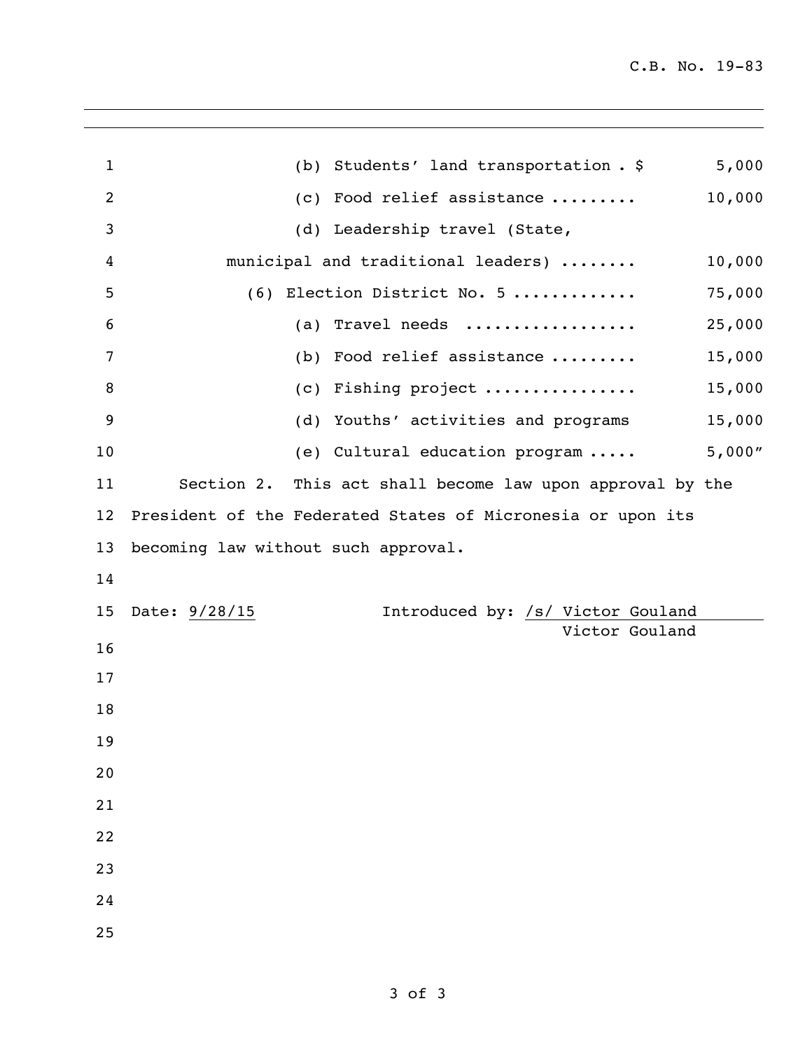(b) Students' land transportation . $ 5,000

(c) Food relief assistance ......... 10,000

(d) Leadership travel (State, municipal and traditional leaders) ........ 10,000

(6) Election District No. 5 ............ 75,000

(a) Travel needs ................. 25,000

(b) Food relief assistance ......... 15,000

(c) Fishing project ............... 15,000

(d) Youths' activities and programs 15,000

(e) Cultural education program ..... 5,000"

Section 2. This act shall become law upon approval by the President of the Federated States of Micronesia or upon its becoming law without such approval.

Date: 9/28/15 Introduced by: /s/ Victor Gouland

Victor Gouland